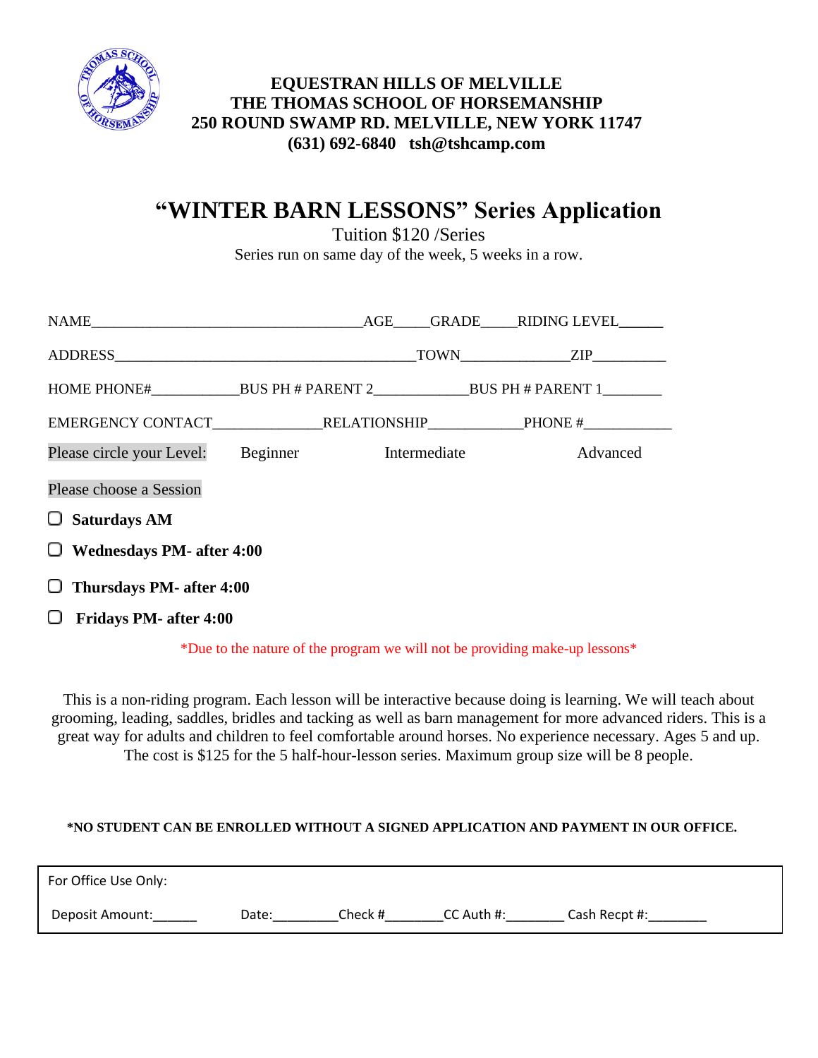**EQUESTRAN HILLS OF MELVILLE**
**THE THOMAS SCHOOL OF HORSEMANSHIP**
**250 ROUND SWAMP RD. MELVILLE, NEW YORK 11747**
**(631) 692-6840 tsh@tshcamp.com**

# "WINTER BARN LESSONS" Series Application

Tuition $120 /Series

Series run on same day of the week, 5 weeks in a row.

NAME_____________________________________AGE_____GRADE_____RIDING LEVEL______

ADDRESS__________________________________________TOWN_______________ZIP__________

HOME PHONE#____________BUS PH # PARENT 2_____________BUS PH # PARENT 1________

EMERGENCY CONTACT______________RELATIONSHIP_____________PHONE #____________

Please circle your Level: Beginner Intermediate Advanced

Please choose a Session

- ☐ **Saturdays AM**
- ☐ **Wednesdays PM- after 4:00**
- ☐ **Thursdays PM- after 4:00**
- ☐ **Fridays PM- after 4:00**

*Due to the nature of the program we will not be providing make-up lessons*

This is a non-riding program. Each lesson will be interactive because doing is learning. We will teach about grooming, leading, saddles, bridles and tacking as well as barn management for more advanced riders. This is a great way for adults and children to feel comfortable around horses. No experience necessary. Ages 5 and up. The cost is $125 for the 5 half-hour-lesson series. Maximum group size will be 8 people.

**\*NO STUDENT CAN BE ENROLLED WITHOUT A SIGNED APPLICATION AND PAYMENT IN OUR OFFICE.**

For Office Use Only:

Deposit Amount:______ Date:_________Check #________CC Auth #:________ Cash Recpt #:________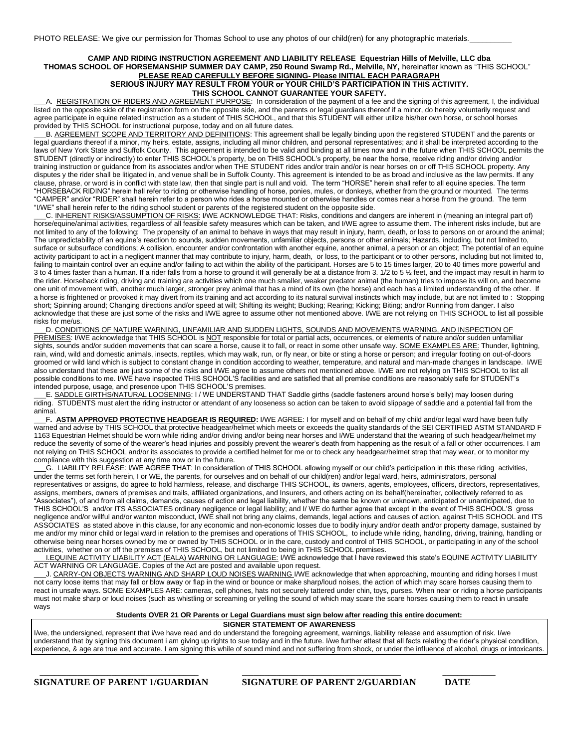PHOTO RELEASE: We give our permission for Thomas School to use any photos of our child(ren) for any photographic materials.__________

**CAMP AND RIDING INSTRUCTION AGREEMENT AND LIABILITY RELEASE Equestrian Hills of Melville, LLC dba THOMAS SCHOOL OF HORSEMANSHIP SUMMER DAY CAMP, 250 Round Swamp Rd., Melville, NY,** hereinafter known as "THIS SCHOOL"

**PLEASE READ CAREFULLY BEFORE SIGNING- Please INITIAL EACH PARAGRAPH**

**SERIOUS INJURY MAY RESULT FROM YOUR or YOUR CHILD'S PARTICIPATION IN THIS ACTIVITY.**

**THIS SCHOOL CANNOT GUARANTEE YOUR SAFETY.**

___A. REGISTRATION OF RIDERS AND AGREEMENT PURPOSE: In consideration of the payment of a fee and the signing of this agreement, I, the individual listed on the opposite side of the registration form on the opposite side, and the parents or legal guardians thereof if a minor, do hereby voluntarily request and agree participate in equine related instruction as a student of THIS SCHOOL, and that this STUDENT will either utilize his/her own horse, or school horses provided by THIS SCHOOL for instructional purpose, today and on all future dates.

___B. AGREEMENT SCOPE AND TERRITORY AND DEFINITIONS: This agreement shall be legally binding upon the registered STUDENT and the parents or legal guardians thereof if a minor, my heirs, estate, assigns, including all minor children, and personal representatives; and it shall be interpreted according to the laws of New York State and Suffolk County. This agreement is intended to be valid and binding at all times now and in the future when THIS SCHOOL permits the STUDENT (directly or indirectly) to enter THIS SCHOOL's property, be on THIS SCHOOL's property, be near the horse, receive riding and/or driving and/or training instruction or guidance from its associates and/or when THE STUDENT rides and/or train and/or is near horses on or off THIS SCHOOL property. Any disputes y the rider shall be litigated in, and venue shall be in Suffolk County. This agreement is intended to be as broad and inclusive as the law permits. If any clause, phrase, or word is in conflict with state law, then that single part is null and void. The term "HORSE" herein shall refer to all equine species. The term "HORSEBACK RIDING" herein hall refer to riding or otherwise handling of horse, ponies, mules, or donkeys, whether from the ground or mounted. The terms "CAMPER" and/or "RIDER" shall herein refer to a person who rides a horse mounted or otherwise handles or comes near a horse from the ground. The term "I/WE" shall herein refer to the riding school student or parents of the registered student on the opposite side.

___C. INHERENT RISKS/ASSUMPTION OF RISKS: I/WE ACKNOWLEDGE THAT: Risks, conditions and dangers are inherent in (meaning an integral part of) horse/equine/animal activities, regardless of all feasible safety measures which can be taken, and I/WE agree to assume them. The inherent risks include, but are not limited to any of the following: The propensity of an animal to behave in ways that may result in injury, harm, death, or loss to persons on or around the animal; The unpredictability of an equine's reaction to sounds, sudden movements, unfamiliar objects, persons or other animals; Hazards, including, but not limited to, surface or subsurface conditions; A collision, encounter and/or confrontation with another equine, another animal, a person or an object; The potential of an equine activity participant to act in a negligent manner that may contribute to injury, harm, death, or loss, to the participant or to other persons, including but not limited to, failing to maintain control over an equine and/or failing to act within the ability of the participant. Horses are 5 to 15 times larger, 20 to 40 times more powerful and 3 to 4 times faster than a human. If a rider falls from a horse to ground it will generally be at a distance from 3. 1/2 to 5 ½ feet, and the impact may result in harm to the rider. Horseback riding, driving and training are activities which one much smaller, weaker predator animal (the human) tries to impose its will on, and become one unit of movement with, another much larger, stronger prey animal that has a mind of its own (the horse) and each has a limited understanding of the other. If a horse is frightened or provoked it may divert from its training and act according to its natural survival instincts which may include, but are not limited to : Stopping short; Spinning around; Changing directions and/or speed at will; Shifting its weight; Bucking; Rearing; Kicking; Biting; and/or Running from danger. I also acknowledge that these are just some of the risks and I/WE agree to assume other not mentioned above. I/WE are not relying on THIS SCHOOL to list all possible risks for me/us.

___D. CONDITIONS OF NATURE WARNING, UNFAMILIAR AND SUDDEN LIGHTS, SOUNDS AND MOVEMENTS WARNING, AND INSPECTION OF PREMISES: I/WE acknowledge that THIS SCHOOL is NOT responsible for total or partial acts, occurrences, or elements of nature and/or sudden unfamiliar sights, sounds and/or sudden movements that can scare a horse, cause it to fall, or react in some other unsafe way. SOME EXAMPLES ARE: Thunder, lightning, rain, wind, wild and domestic animals, insects, reptiles, which may walk, run, or fly near, or bite or sting a horse or person; and irregular footing on out-of-doors groomed or wild land which is subject to constant change in condition according to weather, temperature, and natural and man-made changes in landscape. I/WE also understand that these are just some of the risks and I/WE agree to assume others not mentioned above. I/WE are not relying on THIS SCHOOL to list all possible conditions to me. I/WE have inspected THIS SCHOOL'S facilities and are satisfied that all premise conditions are reasonably safe for STUDENT's intended purpose, usage, and presence upon THIS SCHOOL'S premises.

___E. SADDLE GIRTHS/NATURAL LOOSENING: I / WE UNDERSTAND THAT Saddle girths (saddle fasteners around horse's belly) may loosen during riding. STUDENTS must alert the riding instructor or attendant of any looseness so action can be taken to avoid slippage of saddle and a potential fall from the animal.

___F. **ASTM APPROVED PROTECTIVE HEADGEAR IS REQUIRED:** I/WE AGREE: I for myself and on behalf of my child and/or legal ward have been fully warned and advise by THIS SCHOOL that protective headgear/helmet which meets or exceeds the quality standards of the SEI CERTIFIED ASTM STANDARD F 1163 Equestrian Helmet should be worn while riding and/or driving and/or being near horses and I/WE understand that the wearing of such headgear/helmet my reduce the severity of some of the wearer's head injuries and possibly prevent the wearer's death from happening as the result of a fall or other occurrences. I am not relying on THIS SCHOOL and/or its associates to provide a certified helmet for me or to check any headgear/helmet strap that may wear, or to monitor my compliance with this suggestion at any time now or in the future.

___G. LIABILITY RELEASE: I/WE AGREE THAT: In consideration of THIS SCHOOL allowing myself or our child's participation in this these riding activities, under the terms set forth herein, I or WE, the parents, for ourselves and on behalf of our child(ren) and/or legal ward, heirs, administrators, personal representatives or assigns, do agree to hold harmless, release, and discharge THIS SCHOOL, its owners, agents, employees, officers, directors, representatives, assigns, members, owners of premises and trails, affiliated organizations, and Insurers, and others acting on its behalf(hereinafter, collectively referred to as "Associates"), of and from all claims, demands, causes of action and legal liability, whether the same be known or unknown, anticipated or unanticipated, due to THIS SCHOOL'S and/or ITS ASSOCIATES ordinary negligence or legal liability; and I/ WE do further agree that except in the event of THIS SCHOOL'S gross negligence and/or willful and/or wanton misconduct, I/WE shall not bring any claims, demands, legal actions and causes of action, against THIS SCHOOL and ITS ASSOCIATES as stated above in this clause, for any economic and non-economic losses due to bodily injury and/or death and/or property damage, sustained by me and/or my minor child or legal ward in relation to the premises and operations of THIS SCHOOL, to include while riding, handling, driving, training, handling or otherwise being near horses owned by me or owned by THIS SCHOOL or in the care, custody and control of THIS SCHOOL, or participating in any of the school activities, whether on or off the premises of THIS SCHOOL, but not limited to being in THIS SCHOOL premises.

___I.EQUINE ACTIVITY LIABILITY ACT (EALA) WARNING OR LANGUAGE: I/WE acknowledge that I have reviewed this state's EQUINE ACTIVITY LIABILITY ACT WARNING OR LANGUAGE. Copies of the Act are posted and available upon request.

___J. CARRY-ON OBJECTS WARNING AND SHARP LOUD NOISES WARNING I/WE acknowledge that when approaching, mounting and riding horses I must not carry loose items that may fall or blow away or flap in the wind or bounce or make sharp/loud noises, the action of which may scare horses causing them to react in unsafe ways. SOME EXAMPLES ARE: cameras, cell phones, hats not securely tattered under chin, toys, purses. When near or riding a horse participants must not make sharp or loud noises (such as whistling or screaming or yelling the sound of which may scare the scare horses causing them to react in unsafe ways

**Students OVER 21 OR Parents or Legal Guardians must sign below after reading this entire document:**

**SIGNER STATEMENT OF AWARENESS**

I/we, the undersigned, represent that i/we have read and do understand the foregoing agreement, warnings, liability release and assumption of risk. I/we understand that by signing this document i am giving up rights to sue today and in the future. I/we further attest that all facts relating the rider's physical condition, experience, & age are true and accurate. I am signing this while of sound mind and not suffering from shock, or under the influence of alcohol, drugs or intoxicants.

______________________________ ______________________________ __________

**SIGNATURE OF PARENT 1/GUARDIAN** **SIGNATURE OF PARENT 2/GUARDIAN** **DATE**